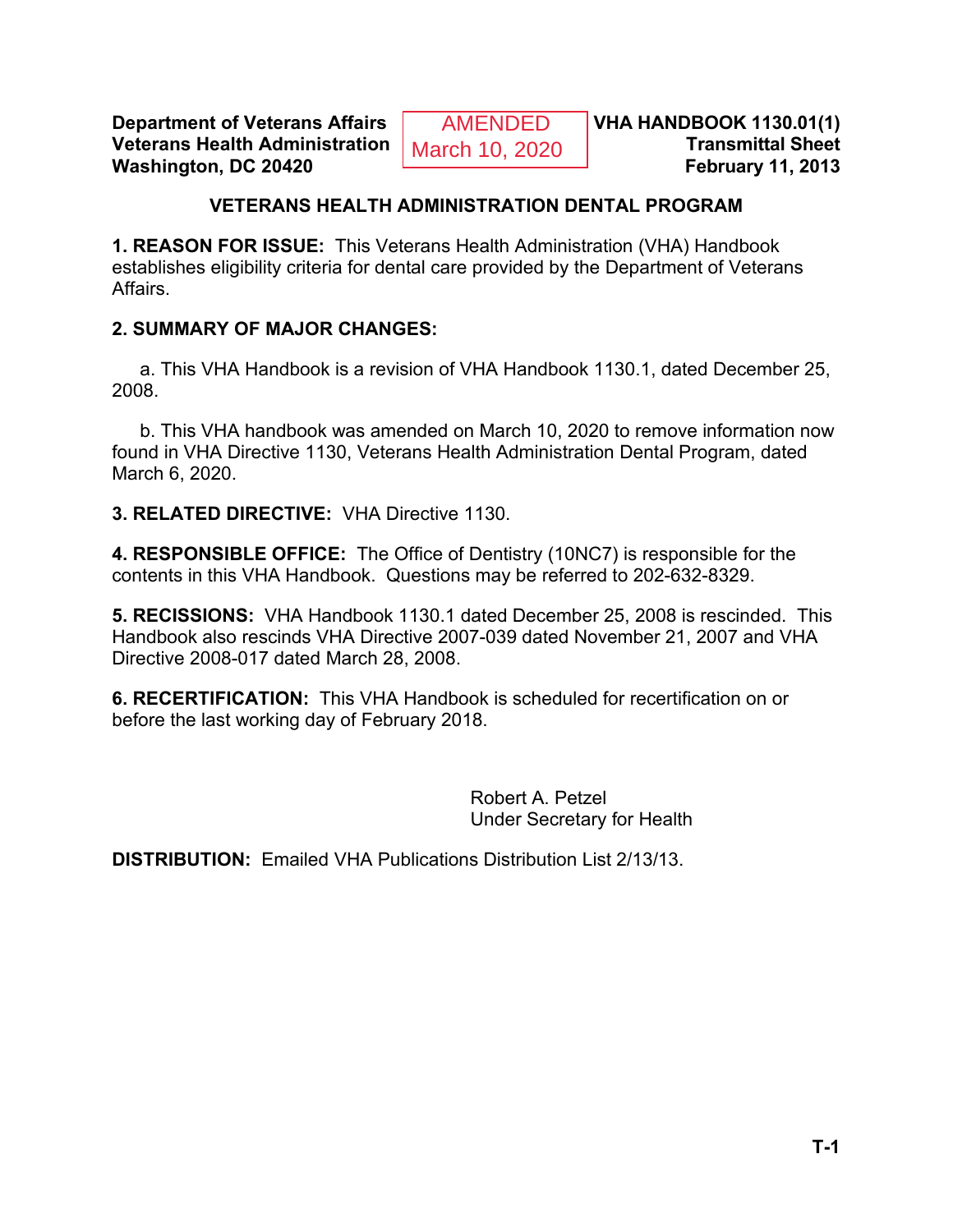**Department of Veterans Affairs**
**Veterans Health Administration**
**Washington, DC 20420**

AMENDED
March 10, 2020

**VHA HANDBOOK 1130.01(1)**
**Transmittal Sheet**
**February 11, 2013**

## VETERANS HEALTH ADMINISTRATION DENTAL PROGRAM

**1. REASON FOR ISSUE:** This Veterans Health Administration (VHA) Handbook establishes eligibility criteria for dental care provided by the Department of Veterans Affairs.

**2. SUMMARY OF MAJOR CHANGES:**

a. This VHA Handbook is a revision of VHA Handbook 1130.1, dated December 25, 2008.

b. This VHA handbook was amended on March 10, 2020 to remove information now found in VHA Directive 1130, Veterans Health Administration Dental Program, dated March 6, 2020.

**3. RELATED DIRECTIVE:** VHA Directive 1130.

**4. RESPONSIBLE OFFICE:** The Office of Dentistry (10NC7) is responsible for the contents in this VHA Handbook. Questions may be referred to 202-632-8329.

**5. RECISSIONS:** VHA Handbook 1130.1 dated December 25, 2008 is rescinded. This Handbook also rescinds VHA Directive 2007-039 dated November 21, 2007 and VHA Directive 2008-017 dated March 28, 2008.

**6. RECERTIFICATION:** This VHA Handbook is scheduled for recertification on or before the last working day of February 2018.

Robert A. Petzel
Under Secretary for Health

**DISTRIBUTION:** Emailed VHA Publications Distribution List 2/13/13.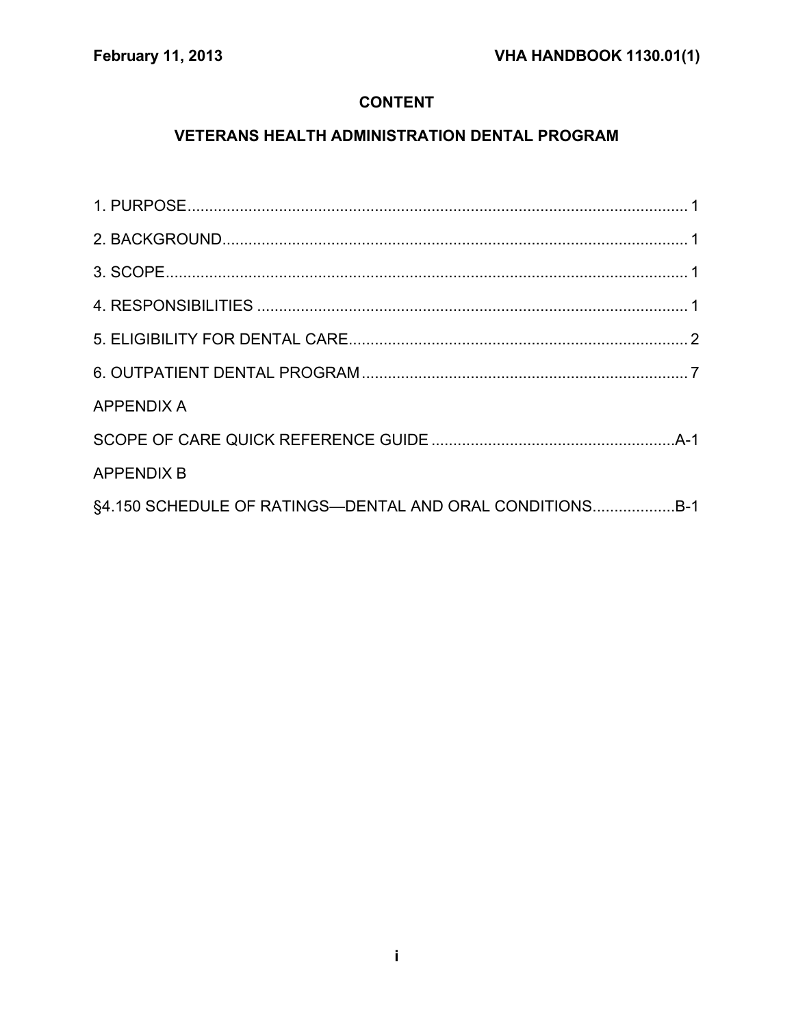# CONTENT

## VETERANS HEALTH ADMINISTRATION DENTAL PROGRAM

1. PURPOSE .................................................................................................................. 1
2. BACKGROUND .......................................................................................................... 1
3. SCOPE ........................................................................................................................ 1
4. RESPONSIBILITIES ................................................................................................... 1
5. ELIGIBILITY FOR DENTAL CARE .............................................................................. 2
6. OUTPATIENT DENTAL PROGRAM ............................................................................ 7

APPENDIX A

SCOPE OF CARE QUICK REFERENCE GUIDE ........................................................ A-1

APPENDIX B

§4.150 SCHEDULE OF RATINGS—DENTAL AND ORAL CONDITIONS .................. B-1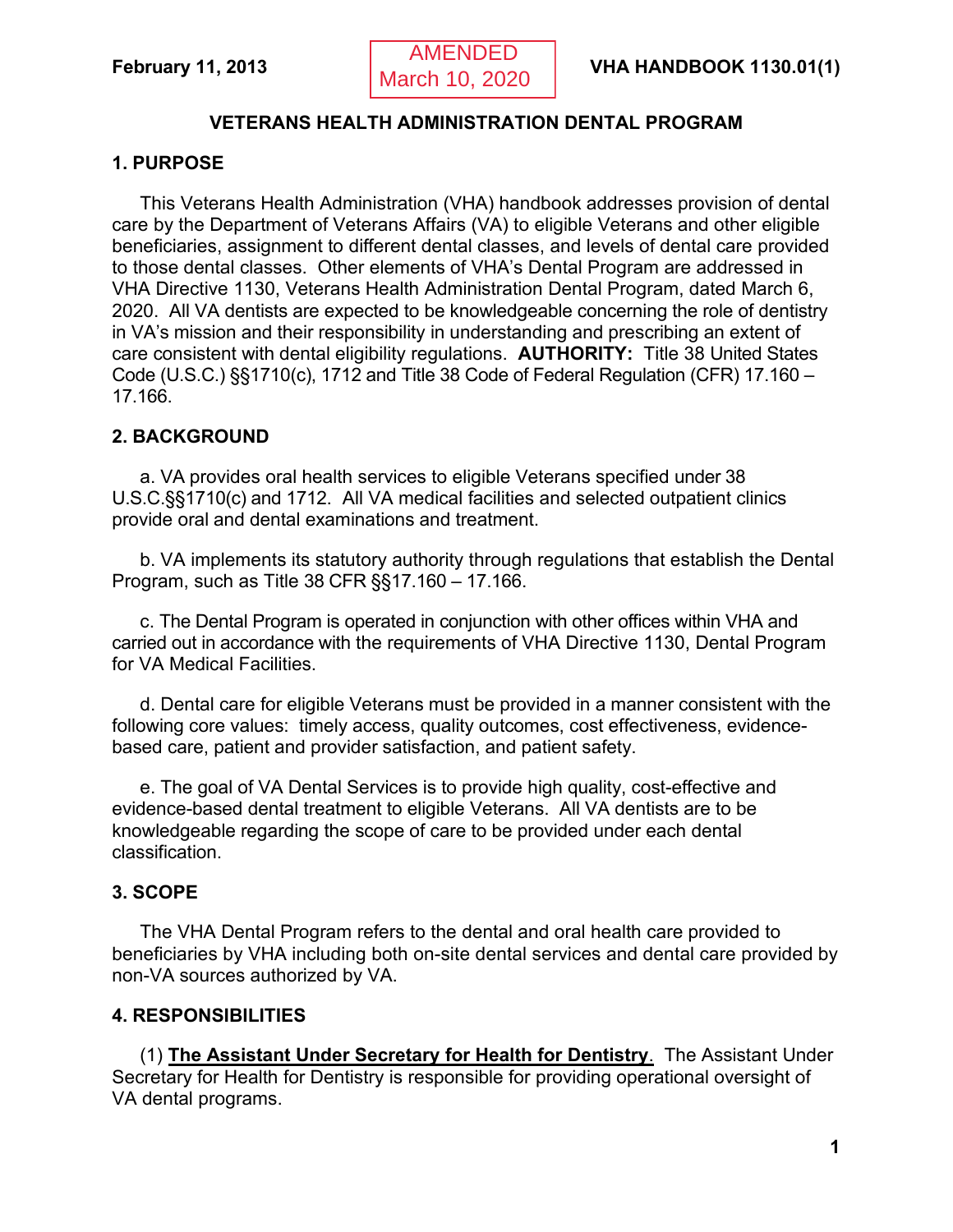February 11, 2013 AMENDED March 10, 2020 VHA HANDBOOK 1130.01(1)

## VETERANS HEALTH ADMINISTRATION DENTAL PROGRAM

### 1. PURPOSE

This Veterans Health Administration (VHA) handbook addresses provision of dental care by the Department of Veterans Affairs (VA) to eligible Veterans and other eligible beneficiaries, assignment to different dental classes, and levels of dental care provided to those dental classes. Other elements of VHA's Dental Program are addressed in VHA Directive 1130, Veterans Health Administration Dental Program, dated March 6, 2020. All VA dentists are expected to be knowledgeable concerning the role of dentistry in VA's mission and their responsibility in understanding and prescribing an extent of care consistent with dental eligibility regulations. **AUTHORITY:** Title 38 United States Code (U.S.C.) §§1710(c), 1712 and Title 38 Code of Federal Regulation (CFR) 17.160 – 17.166.

### 2. BACKGROUND

a. VA provides oral health services to eligible Veterans specified under 38 U.S.C.§§1710(c) and 1712. All VA medical facilities and selected outpatient clinics provide oral and dental examinations and treatment.

b. VA implements its statutory authority through regulations that establish the Dental Program, such as Title 38 CFR §§17.160 – 17.166.

c. The Dental Program is operated in conjunction with other offices within VHA and carried out in accordance with the requirements of VHA Directive 1130, Dental Program for VA Medical Facilities.

d. Dental care for eligible Veterans must be provided in a manner consistent with the following core values: timely access, quality outcomes, cost effectiveness, evidence-based care, patient and provider satisfaction, and patient safety.

e. The goal of VA Dental Services is to provide high quality, cost-effective and evidence-based dental treatment to eligible Veterans. All VA dentists are to be knowledgeable regarding the scope of care to be provided under each dental classification.

### 3. SCOPE

The VHA Dental Program refers to the dental and oral health care provided to beneficiaries by VHA including both on-site dental services and dental care provided by non-VA sources authorized by VA.

### 4. RESPONSIBILITIES

(1) **The Assistant Under Secretary for Health for Dentistry**. The Assistant Under Secretary for Health for Dentistry is responsible for providing operational oversight of VA dental programs.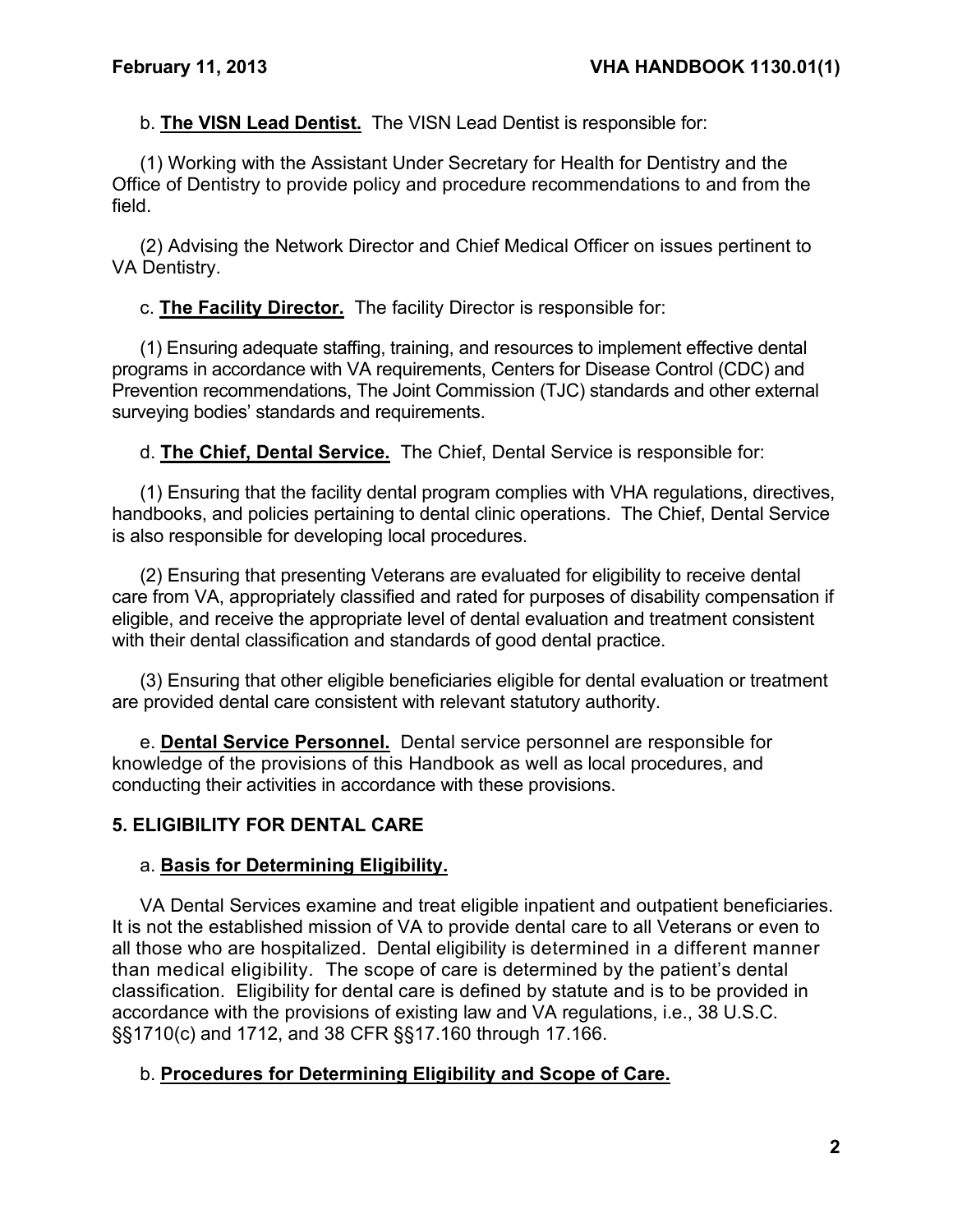b. **The VISN Lead Dentist.** The VISN Lead Dentist is responsible for:

(1) Working with the Assistant Under Secretary for Health for Dentistry and the Office of Dentistry to provide policy and procedure recommendations to and from the field.

(2) Advising the Network Director and Chief Medical Officer on issues pertinent to VA Dentistry.

c. **The Facility Director.** The facility Director is responsible for:

(1) Ensuring adequate staffing, training, and resources to implement effective dental programs in accordance with VA requirements, Centers for Disease Control (CDC) and Prevention recommendations, The Joint Commission (TJC) standards and other external surveying bodies' standards and requirements.

d. **The Chief, Dental Service.** The Chief, Dental Service is responsible for:

(1) Ensuring that the facility dental program complies with VHA regulations, directives, handbooks, and policies pertaining to dental clinic operations. The Chief, Dental Service is also responsible for developing local procedures.

(2) Ensuring that presenting Veterans are evaluated for eligibility to receive dental care from VA, appropriately classified and rated for purposes of disability compensation if eligible, and receive the appropriate level of dental evaluation and treatment consistent with their dental classification and standards of good dental practice.

(3) Ensuring that other eligible beneficiaries eligible for dental evaluation or treatment are provided dental care consistent with relevant statutory authority.

e. **Dental Service Personnel.** Dental service personnel are responsible for knowledge of the provisions of this Handbook as well as local procedures, and conducting their activities in accordance with these provisions.

## 5. ELIGIBILITY FOR DENTAL CARE

a. **Basis for Determining Eligibility.**

VA Dental Services examine and treat eligible inpatient and outpatient beneficiaries. It is not the established mission of VA to provide dental care to all Veterans or even to all those who are hospitalized. Dental eligibility is determined in a different manner than medical eligibility. The scope of care is determined by the patient's dental classification. Eligibility for dental care is defined by statute and is to be provided in accordance with the provisions of existing law and VA regulations, i.e., 38 U.S.C. §§1710(c) and 1712, and 38 CFR §§17.160 through 17.166.

b. **Procedures for Determining Eligibility and Scope of Care.**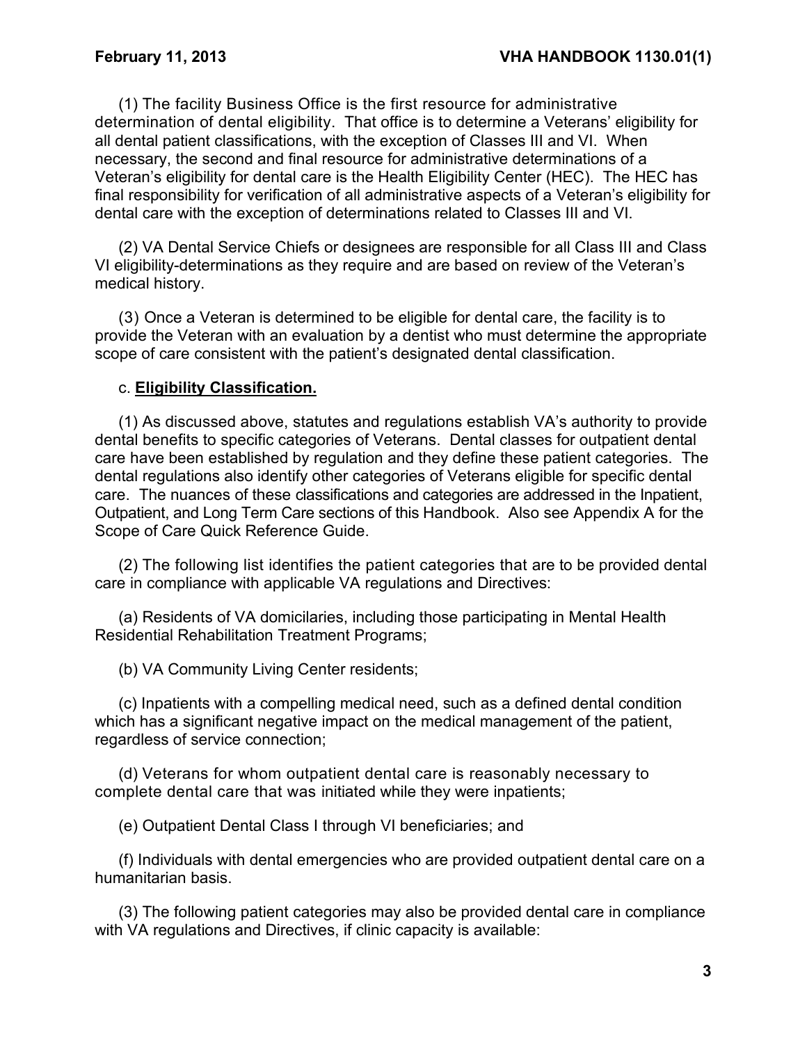(1) The facility Business Office is the first resource for administrative determination of dental eligibility. That office is to determine a Veterans' eligibility for all dental patient classifications, with the exception of Classes III and VI. When necessary, the second and final resource for administrative determinations of a Veteran's eligibility for dental care is the Health Eligibility Center (HEC). The HEC has final responsibility for verification of all administrative aspects of a Veteran's eligibility for dental care with the exception of determinations related to Classes III and VI.

(2) VA Dental Service Chiefs or designees are responsible for all Class III and Class VI eligibility-determinations as they require and are based on review of the Veteran's medical history.

(3) Once a Veteran is determined to be eligible for dental care, the facility is to provide the Veteran with an evaluation by a dentist who must determine the appropriate scope of care consistent with the patient's designated dental classification.

c. **Eligibility Classification.**

(1) As discussed above, statutes and regulations establish VA's authority to provide dental benefits to specific categories of Veterans. Dental classes for outpatient dental care have been established by regulation and they define these patient categories. The dental regulations also identify other categories of Veterans eligible for specific dental care. The nuances of these classifications and categories are addressed in the Inpatient, Outpatient, and Long Term Care sections of this Handbook. Also see Appendix A for the Scope of Care Quick Reference Guide.

(2) The following list identifies the patient categories that are to be provided dental care in compliance with applicable VA regulations and Directives:

(a) Residents of VA domiciliaries, including those participating in Mental Health Residential Rehabilitation Treatment Programs;

(b) VA Community Living Center residents;

(c) Inpatients with a compelling medical need, such as a defined dental condition which has a significant negative impact on the medical management of the patient, regardless of service connection;

(d) Veterans for whom outpatient dental care is reasonably necessary to complete dental care that was initiated while they were inpatients;

(e) Outpatient Dental Class I through VI beneficiaries; and

(f) Individuals with dental emergencies who are provided outpatient dental care on a humanitarian basis.

(3) The following patient categories may also be provided dental care in compliance with VA regulations and Directives, if clinic capacity is available: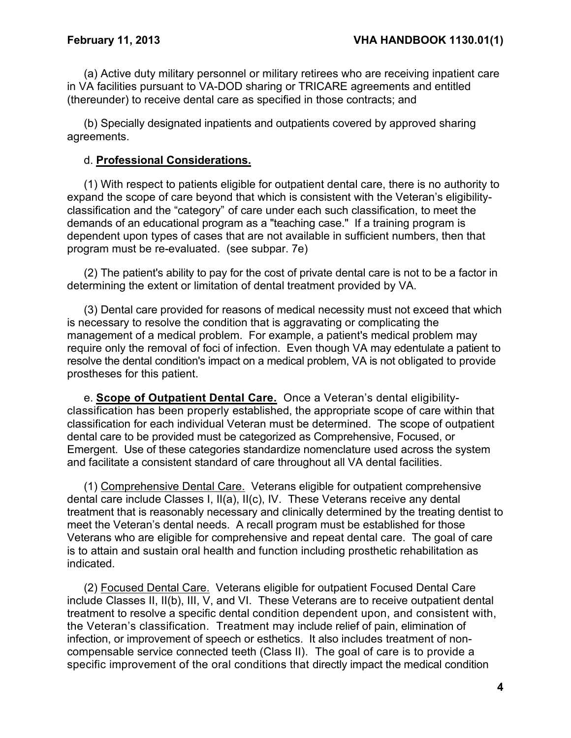(a) Active duty military personnel or military retirees who are receiving inpatient care in VA facilities pursuant to VA-DOD sharing or TRICARE agreements and entitled (thereunder) to receive dental care as specified in those contracts; and

(b) Specially designated inpatients and outpatients covered by approved sharing agreements.

d. **Professional Considerations.**

(1) With respect to patients eligible for outpatient dental care, there is no authority to expand the scope of care beyond that which is consistent with the Veteran's eligibility-classification and the "category" of care under each such classification, to meet the demands of an educational program as a "teaching case." If a training program is dependent upon types of cases that are not available in sufficient numbers, then that program must be re-evaluated. (see subpar. 7e)

(2) The patient's ability to pay for the cost of private dental care is not to be a factor in determining the extent or limitation of dental treatment provided by VA.

(3) Dental care provided for reasons of medical necessity must not exceed that which is necessary to resolve the condition that is aggravating or complicating the management of a medical problem. For example, a patient's medical problem may require only the removal of foci of infection. Even though VA may edentulate a patient to resolve the dental condition's impact on a medical problem, VA is not obligated to provide prostheses for this patient.

e. **Scope of Outpatient Dental Care.** Once a Veteran's dental eligibility-classification has been properly established, the appropriate scope of care within that classification for each individual Veteran must be determined. The scope of outpatient dental care to be provided must be categorized as Comprehensive, Focused, or Emergent. Use of these categories standardize nomenclature used across the system and facilitate a consistent standard of care throughout all VA dental facilities.

(1) Comprehensive Dental Care. Veterans eligible for outpatient comprehensive dental care include Classes I, II(a), II(c), IV. These Veterans receive any dental treatment that is reasonably necessary and clinically determined by the treating dentist to meet the Veteran's dental needs. A recall program must be established for those Veterans who are eligible for comprehensive and repeat dental care. The goal of care is to attain and sustain oral health and function including prosthetic rehabilitation as indicated.

(2) Focused Dental Care. Veterans eligible for outpatient Focused Dental Care include Classes II, II(b), III, V, and VI. These Veterans are to receive outpatient dental treatment to resolve a specific dental condition dependent upon, and consistent with, the Veteran's classification. Treatment may include relief of pain, elimination of infection, or improvement of speech or esthetics. It also includes treatment of non-compensable service connected teeth (Class II). The goal of care is to provide a specific improvement of the oral conditions that directly impact the medical condition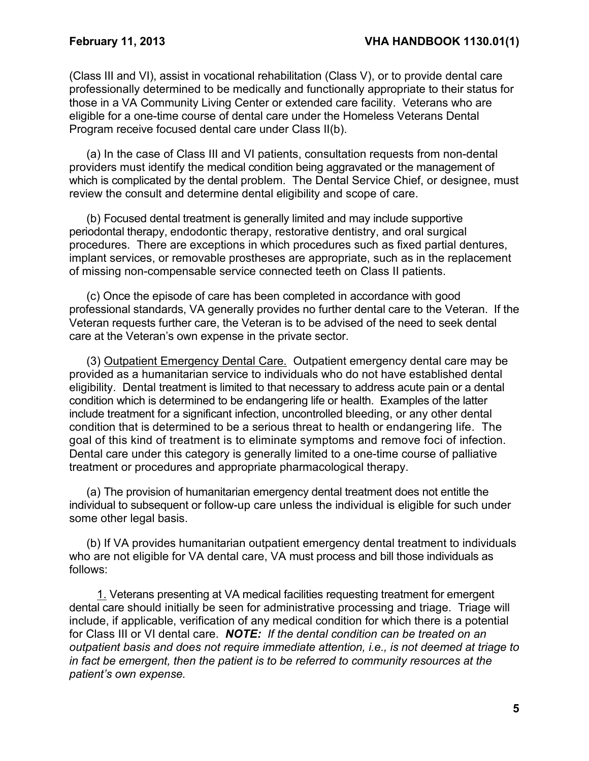(Class III and VI), assist in vocational rehabilitation (Class V), or to provide dental care professionally determined to be medically and functionally appropriate to their status for those in a VA Community Living Center or extended care facility. Veterans who are eligible for a one-time course of dental care under the Homeless Veterans Dental Program receive focused dental care under Class II(b).

(a) In the case of Class III and VI patients, consultation requests from non-dental providers must identify the medical condition being aggravated or the management of which is complicated by the dental problem. The Dental Service Chief, or designee, must review the consult and determine dental eligibility and scope of care.

(b) Focused dental treatment is generally limited and may include supportive periodontal therapy, endodontic therapy, restorative dentistry, and oral surgical procedures. There are exceptions in which procedures such as fixed partial dentures, implant services, or removable prostheses are appropriate, such as in the replacement of missing non-compensable service connected teeth on Class II patients.

(c) Once the episode of care has been completed in accordance with good professional standards, VA generally provides no further dental care to the Veteran. If the Veteran requests further care, the Veteran is to be advised of the need to seek dental care at the Veteran's own expense in the private sector.

(3) <u>Outpatient Emergency Dental Care.</u> Outpatient emergency dental care may be provided as a humanitarian service to individuals who do not have established dental eligibility. Dental treatment is limited to that necessary to address acute pain or a dental condition which is determined to be endangering life or health. Examples of the latter include treatment for a significant infection, uncontrolled bleeding, or any other dental condition that is determined to be a serious threat to health or endangering life. The goal of this kind of treatment is to eliminate symptoms and remove foci of infection. Dental care under this category is generally limited to a one-time course of palliative treatment or procedures and appropriate pharmacological therapy.

(a) The provision of humanitarian emergency dental treatment does not entitle the individual to subsequent or follow-up care unless the individual is eligible for such under some other legal basis.

(b) If VA provides humanitarian outpatient emergency dental treatment to individuals who are not eligible for VA dental care, VA must process and bill those individuals as follows:

<u>1.</u> Veterans presenting at VA medical facilities requesting treatment for emergent dental care should initially be seen for administrative processing and triage. Triage will include, if applicable, verification of any medical condition for which there is a potential for Class III or VI dental care. ***NOTE:*** *If the dental condition can be treated on an outpatient basis and does not require immediate attention, i.e., is not deemed at triage to in fact be emergent, then the patient is to be referred to community resources at the patient's own expense.*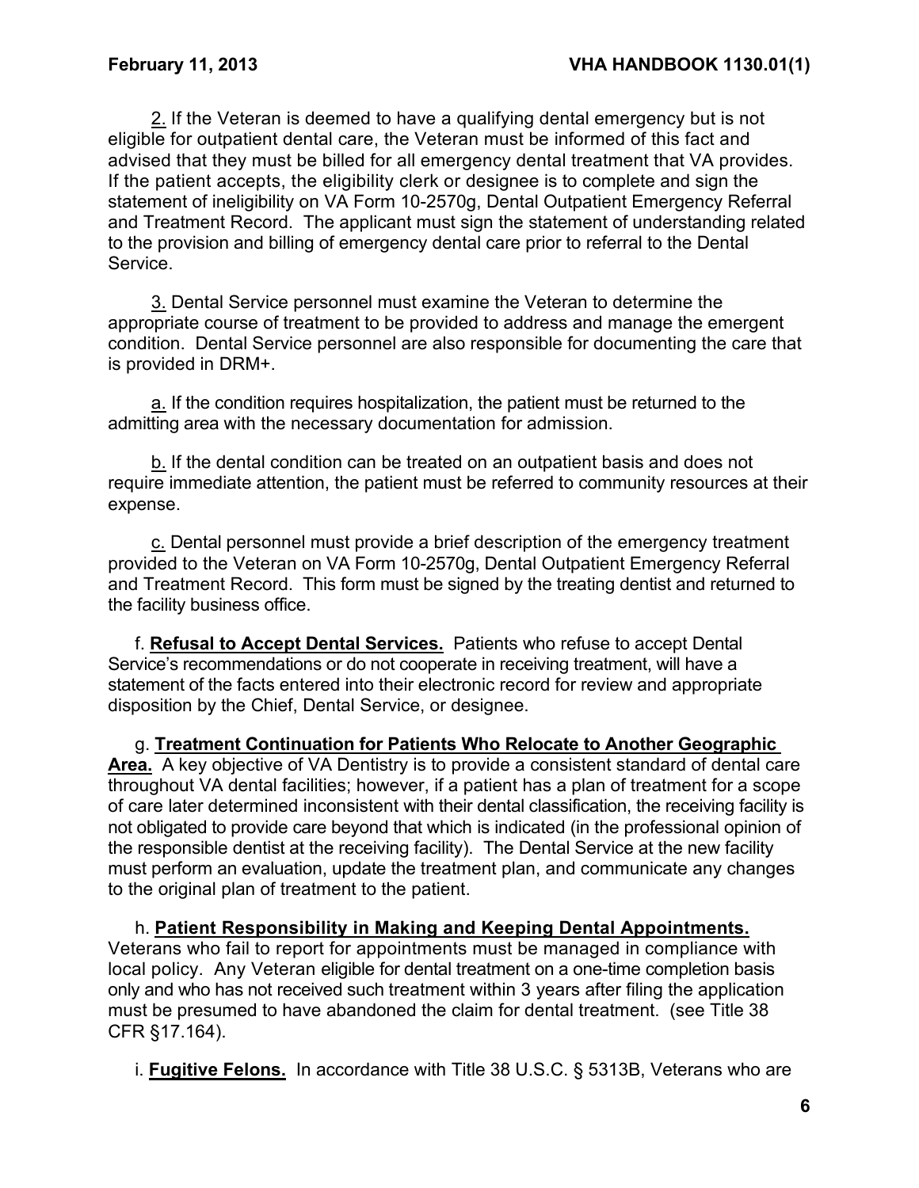<u>2.</u> If the Veteran is deemed to have a qualifying dental emergency but is not eligible for outpatient dental care, the Veteran must be informed of this fact and advised that they must be billed for all emergency dental treatment that VA provides. If the patient accepts, the eligibility clerk or designee is to complete and sign the statement of ineligibility on VA Form 10-2570g, Dental Outpatient Emergency Referral and Treatment Record. The applicant must sign the statement of understanding related to the provision and billing of emergency dental care prior to referral to the Dental Service.

<u>3.</u> Dental Service personnel must examine the Veteran to determine the appropriate course of treatment to be provided to address and manage the emergent condition. Dental Service personnel are also responsible for documenting the care that is provided in DRM+.

<u>a.</u> If the condition requires hospitalization, the patient must be returned to the admitting area with the necessary documentation for admission.

<u>b.</u> If the dental condition can be treated on an outpatient basis and does not require immediate attention, the patient must be referred to community resources at their expense.

<u>c.</u> Dental personnel must provide a brief description of the emergency treatment provided to the Veteran on VA Form 10-2570g, Dental Outpatient Emergency Referral and Treatment Record. This form must be signed by the treating dentist and returned to the facility business office.

f. **<u>Refusal to Accept Dental Services.</u>** Patients who refuse to accept Dental Service's recommendations or do not cooperate in receiving treatment, will have a statement of the facts entered into their electronic record for review and appropriate disposition by the Chief, Dental Service, or designee.

g. **<u>Treatment Continuation for Patients Who Relocate to Another Geographic Area.</u>** A key objective of VA Dentistry is to provide a consistent standard of dental care throughout VA dental facilities; however, if a patient has a plan of treatment for a scope of care later determined inconsistent with their dental classification, the receiving facility is not obligated to provide care beyond that which is indicated (in the professional opinion of the responsible dentist at the receiving facility). The Dental Service at the new facility must perform an evaluation, update the treatment plan, and communicate any changes to the original plan of treatment to the patient.

h. **<u>Patient Responsibility in Making and Keeping Dental Appointments.</u>** Veterans who fail to report for appointments must be managed in compliance with local policy. Any Veteran eligible for dental treatment on a one-time completion basis only and who has not received such treatment within 3 years after filing the application must be presumed to have abandoned the claim for dental treatment. (see Title 38 CFR §17.164).

i. **<u>Fugitive Felons.</u>** In accordance with Title 38 U.S.C. § 5313B, Veterans who are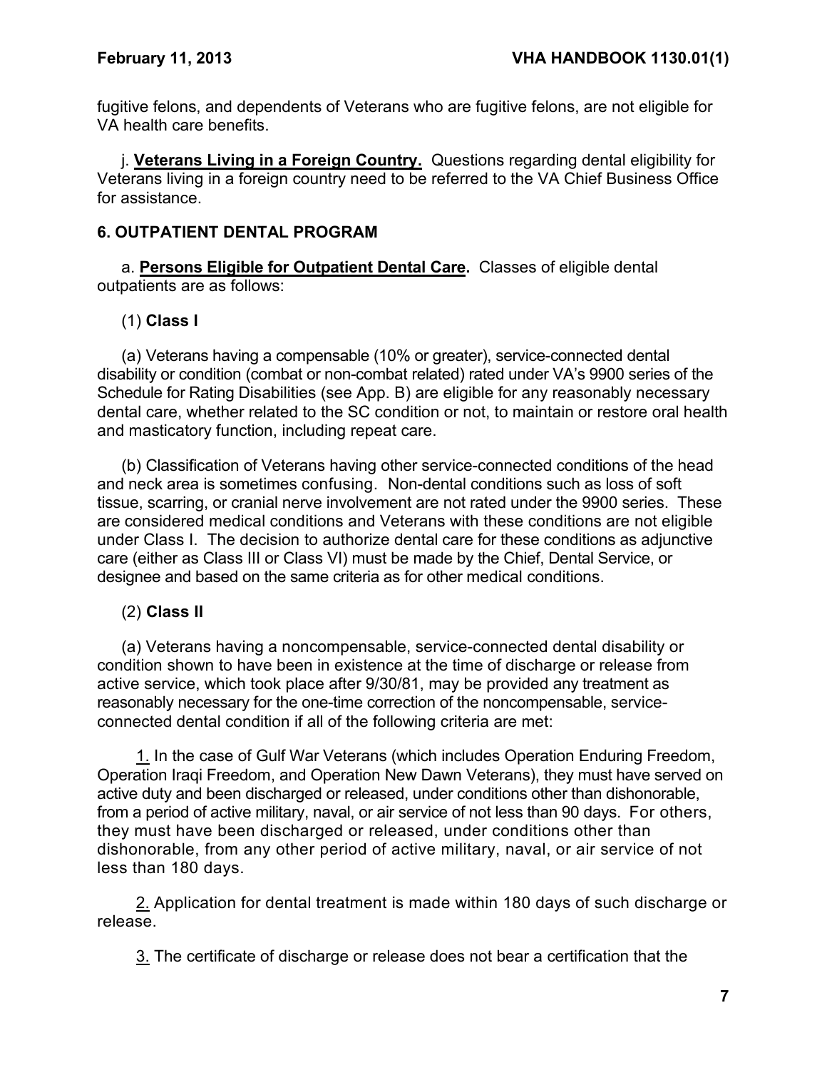fugitive felons, and dependents of Veterans who are fugitive felons, are not eligible for VA health care benefits.

j. **Veterans Living in a Foreign Country.** Questions regarding dental eligibility for Veterans living in a foreign country need to be referred to the VA Chief Business Office for assistance.

## 6. OUTPATIENT DENTAL PROGRAM

a. **Persons Eligible for Outpatient Dental Care.** Classes of eligible dental outpatients are as follows:

(1) **Class I**

(a) Veterans having a compensable (10% or greater), service-connected dental disability or condition (combat or non-combat related) rated under VA's 9900 series of the Schedule for Rating Disabilities (see App. B) are eligible for any reasonably necessary dental care, whether related to the SC condition or not, to maintain or restore oral health and masticatory function, including repeat care.

(b) Classification of Veterans having other service-connected conditions of the head and neck area is sometimes confusing. Non-dental conditions such as loss of soft tissue, scarring, or cranial nerve involvement are not rated under the 9900 series. These are considered medical conditions and Veterans with these conditions are not eligible under Class I. The decision to authorize dental care for these conditions as adjunctive care (either as Class III or Class VI) must be made by the Chief, Dental Service, or designee and based on the same criteria as for other medical conditions.

(2) **Class II**

(a) Veterans having a noncompensable, service-connected dental disability or condition shown to have been in existence at the time of discharge or release from active service, which took place after 9/30/81, may be provided any treatment as reasonably necessary for the one-time correction of the noncompensable, service-connected dental condition if all of the following criteria are met:

1. In the case of Gulf War Veterans (which includes Operation Enduring Freedom, Operation Iraqi Freedom, and Operation New Dawn Veterans), they must have served on active duty and been discharged or released, under conditions other than dishonorable, from a period of active military, naval, or air service of not less than 90 days. For others, they must have been discharged or released, under conditions other than dishonorable, from any other period of active military, naval, or air service of not less than 180 days.

2. Application for dental treatment is made within 180 days of such discharge or release.

3. The certificate of discharge or release does not bear a certification that the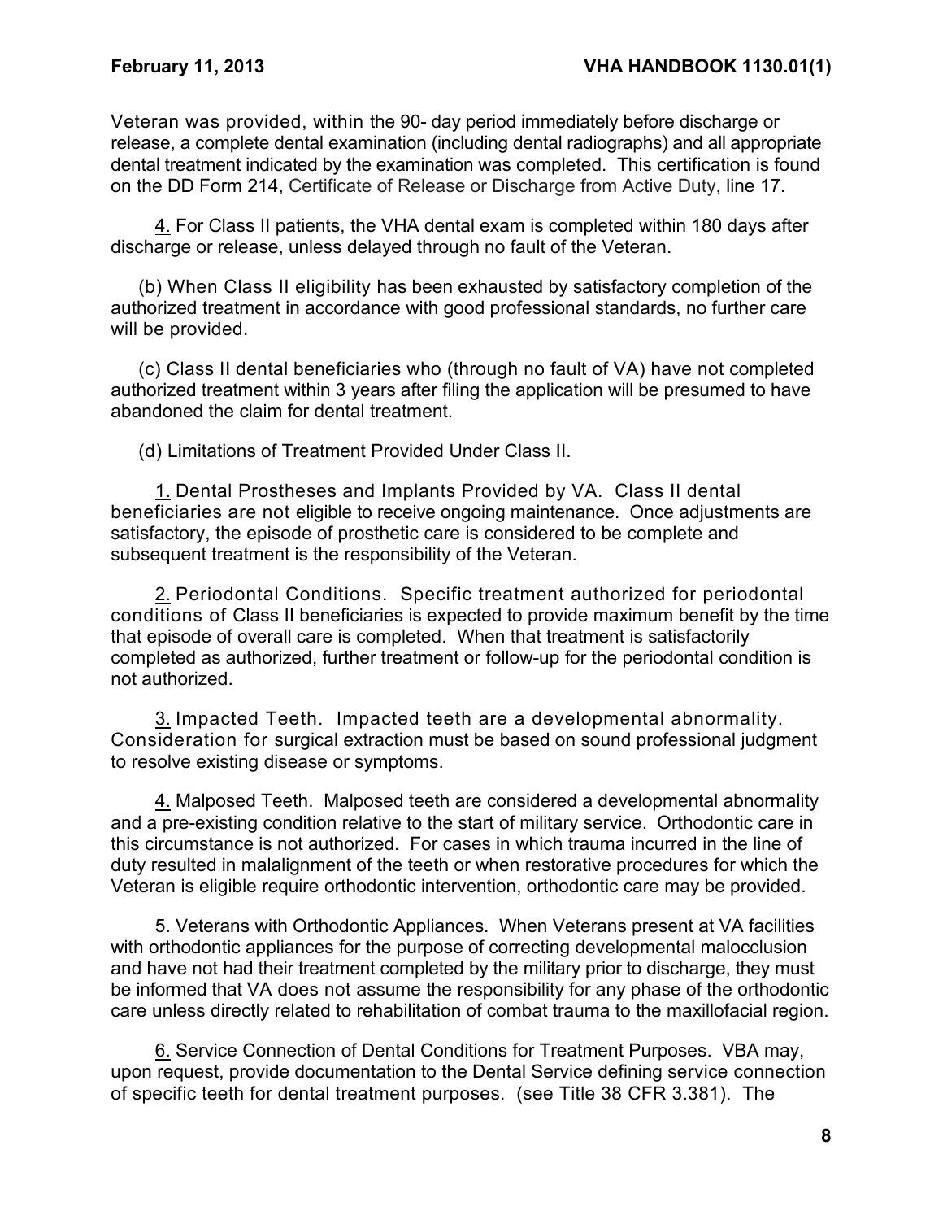Veteran was provided, within the 90- day period immediately before discharge or release, a complete dental examination (including dental radiographs) and all appropriate dental treatment indicated by the examination was completed. This certification is found on the DD Form 214, Certificate of Release or Discharge from Active Duty, line 17.

4. For Class II patients, the VHA dental exam is completed within 180 days after discharge or release, unless delayed through no fault of the Veteran.

(b) When Class II eligibility has been exhausted by satisfactory completion of the authorized treatment in accordance with good professional standards, no further care will be provided.

(c) Class II dental beneficiaries who (through no fault of VA) have not completed authorized treatment within 3 years after filing the application will be presumed to have abandoned the claim for dental treatment.

(d) Limitations of Treatment Provided Under Class II.

1. Dental Prostheses and Implants Provided by VA. Class II dental beneficiaries are not eligible to receive ongoing maintenance. Once adjustments are satisfactory, the episode of prosthetic care is considered to be complete and subsequent treatment is the responsibility of the Veteran.

2. Periodontal Conditions. Specific treatment authorized for periodontal conditions of Class II beneficiaries is expected to provide maximum benefit by the time that episode of overall care is completed. When that treatment is satisfactorily completed as authorized, further treatment or follow-up for the periodontal condition is not authorized.

3. Impacted Teeth. Impacted teeth are a developmental abnormality. Consideration for surgical extraction must be based on sound professional judgment to resolve existing disease or symptoms.

4. Malposed Teeth. Malposed teeth are considered a developmental abnormality and a pre-existing condition relative to the start of military service. Orthodontic care in this circumstance is not authorized. For cases in which trauma incurred in the line of duty resulted in malalignment of the teeth or when restorative procedures for which the Veteran is eligible require orthodontic intervention, orthodontic care may be provided.

5. Veterans with Orthodontic Appliances. When Veterans present at VA facilities with orthodontic appliances for the purpose of correcting developmental malocclusion and have not had their treatment completed by the military prior to discharge, they must be informed that VA does not assume the responsibility for any phase of the orthodontic care unless directly related to rehabilitation of combat trauma to the maxillofacial region.

6. Service Connection of Dental Conditions for Treatment Purposes. VBA may, upon request, provide documentation to the Dental Service defining service connection of specific teeth for dental treatment purposes. (see Title 38 CFR 3.381). The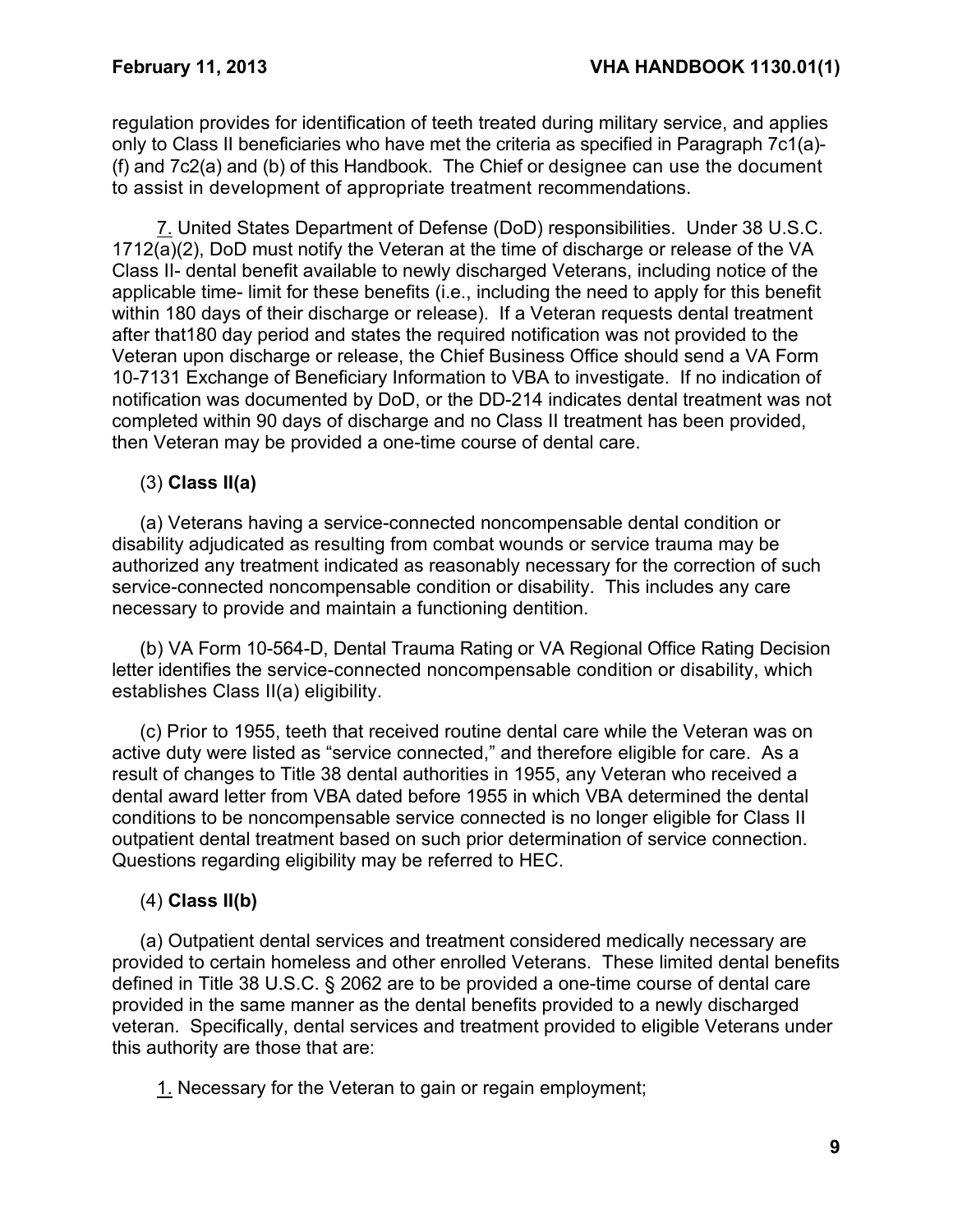regulation provides for identification of teeth treated during military service, and applies only to Class II beneficiaries who have met the criteria as specified in Paragraph 7c1(a)-(f) and 7c2(a) and (b) of this Handbook. The Chief or designee can use the document to assist in development of appropriate treatment recommendations.

7. United States Department of Defense (DoD) responsibilities. Under 38 U.S.C. 1712(a)(2), DoD must notify the Veteran at the time of discharge or release of the VA Class II- dental benefit available to newly discharged Veterans, including notice of the applicable time- limit for these benefits (i.e., including the need to apply for this benefit within 180 days of their discharge or release). If a Veteran requests dental treatment after that180 day period and states the required notification was not provided to the Veteran upon discharge or release, the Chief Business Office should send a VA Form 10-7131 Exchange of Beneficiary Information to VBA to investigate. If no indication of notification was documented by DoD, or the DD-214 indicates dental treatment was not completed within 90 days of discharge and no Class II treatment has been provided, then Veteran may be provided a one-time course of dental care.

(3) **Class II(a)**

(a) Veterans having a service-connected noncompensable dental condition or disability adjudicated as resulting from combat wounds or service trauma may be authorized any treatment indicated as reasonably necessary for the correction of such service-connected noncompensable condition or disability. This includes any care necessary to provide and maintain a functioning dentition.

(b) VA Form 10-564-D, Dental Trauma Rating or VA Regional Office Rating Decision letter identifies the service-connected noncompensable condition or disability, which establishes Class II(a) eligibility.

(c) Prior to 1955, teeth that received routine dental care while the Veteran was on active duty were listed as "service connected," and therefore eligible for care. As a result of changes to Title 38 dental authorities in 1955, any Veteran who received a dental award letter from VBA dated before 1955 in which VBA determined the dental conditions to be noncompensable service connected is no longer eligible for Class II outpatient dental treatment based on such prior determination of service connection. Questions regarding eligibility may be referred to HEC.

(4) **Class II(b)**

(a) Outpatient dental services and treatment considered medically necessary are provided to certain homeless and other enrolled Veterans. These limited dental benefits defined in Title 38 U.S.C. § 2062 are to be provided a one-time course of dental care provided in the same manner as the dental benefits provided to a newly discharged veteran. Specifically, dental services and treatment provided to eligible Veterans under this authority are those that are:

1. Necessary for the Veteran to gain or regain employment;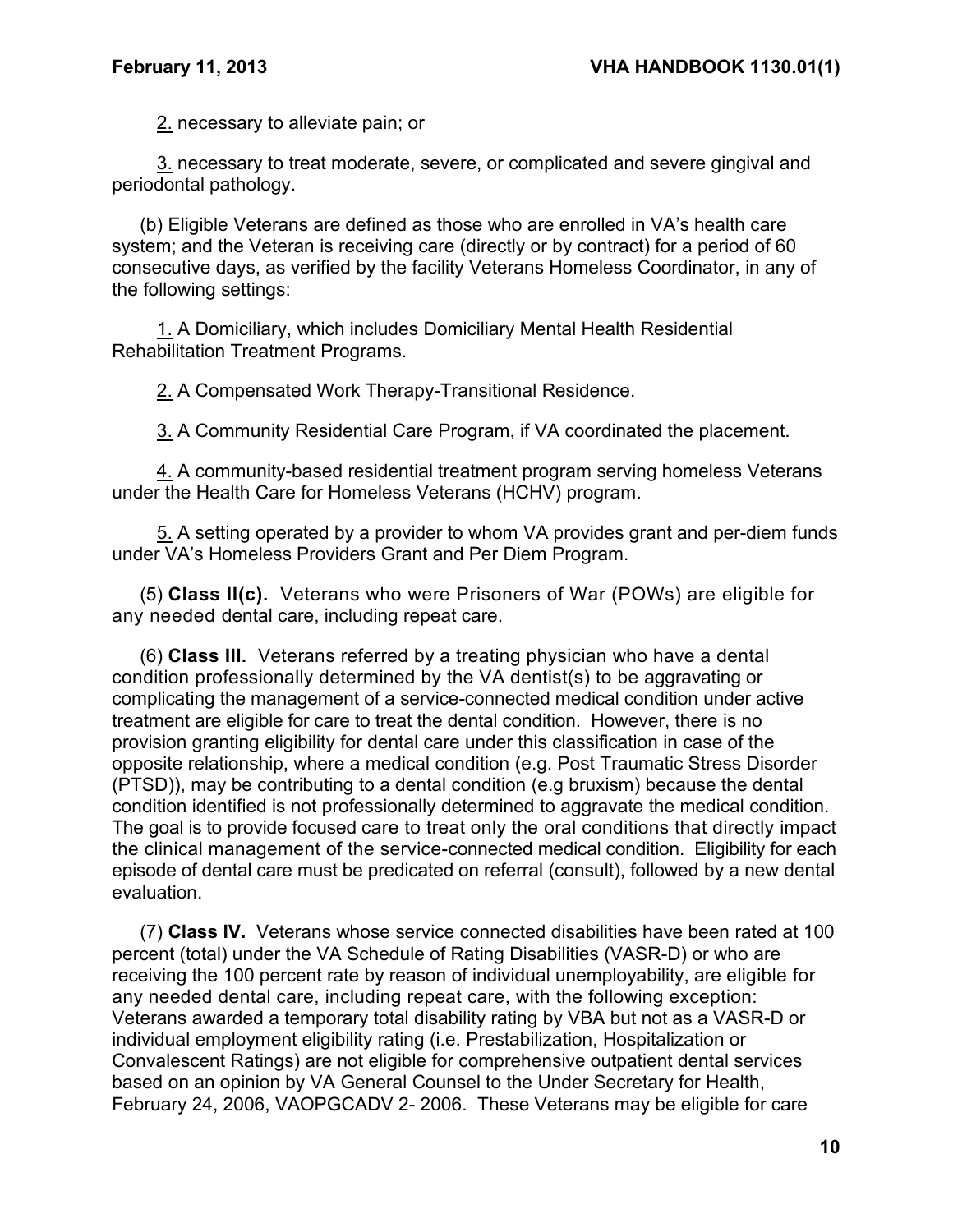2. necessary to alleviate pain; or

3. necessary to treat moderate, severe, or complicated and severe gingival and periodontal pathology.

(b) Eligible Veterans are defined as those who are enrolled in VA's health care system; and the Veteran is receiving care (directly or by contract) for a period of 60 consecutive days, as verified by the facility Veterans Homeless Coordinator, in any of the following settings:

1. A Domiciliary, which includes Domiciliary Mental Health Residential Rehabilitation Treatment Programs.

2. A Compensated Work Therapy-Transitional Residence.

3. A Community Residential Care Program, if VA coordinated the placement.

4. A community-based residential treatment program serving homeless Veterans under the Health Care for Homeless Veterans (HCHV) program.

5. A setting operated by a provider to whom VA provides grant and per-diem funds under VA's Homeless Providers Grant and Per Diem Program.

(5) **Class II(c).** Veterans who were Prisoners of War (POWs) are eligible for any needed dental care, including repeat care.

(6) **Class III.** Veterans referred by a treating physician who have a dental condition professionally determined by the VA dentist(s) to be aggravating or complicating the management of a service-connected medical condition under active treatment are eligible for care to treat the dental condition. However, there is no provision granting eligibility for dental care under this classification in case of the opposite relationship, where a medical condition (e.g. Post Traumatic Stress Disorder (PTSD)), may be contributing to a dental condition (e.g bruxism) because the dental condition identified is not professionally determined to aggravate the medical condition. The goal is to provide focused care to treat only the oral conditions that directly impact the clinical management of the service-connected medical condition. Eligibility for each episode of dental care must be predicated on referral (consult), followed by a new dental evaluation.

(7) **Class IV.** Veterans whose service connected disabilities have been rated at 100 percent (total) under the VA Schedule of Rating Disabilities (VASR-D) or who are receiving the 100 percent rate by reason of individual unemployability, are eligible for any needed dental care, including repeat care, with the following exception: Veterans awarded a temporary total disability rating by VBA but not as a VASR-D or individual employment eligibility rating (i.e. Prestabilization, Hospitalization or Convalescent Ratings) are not eligible for comprehensive outpatient dental services based on an opinion by VA General Counsel to the Under Secretary for Health, February 24, 2006, VAOPGCADV 2- 2006. These Veterans may be eligible for care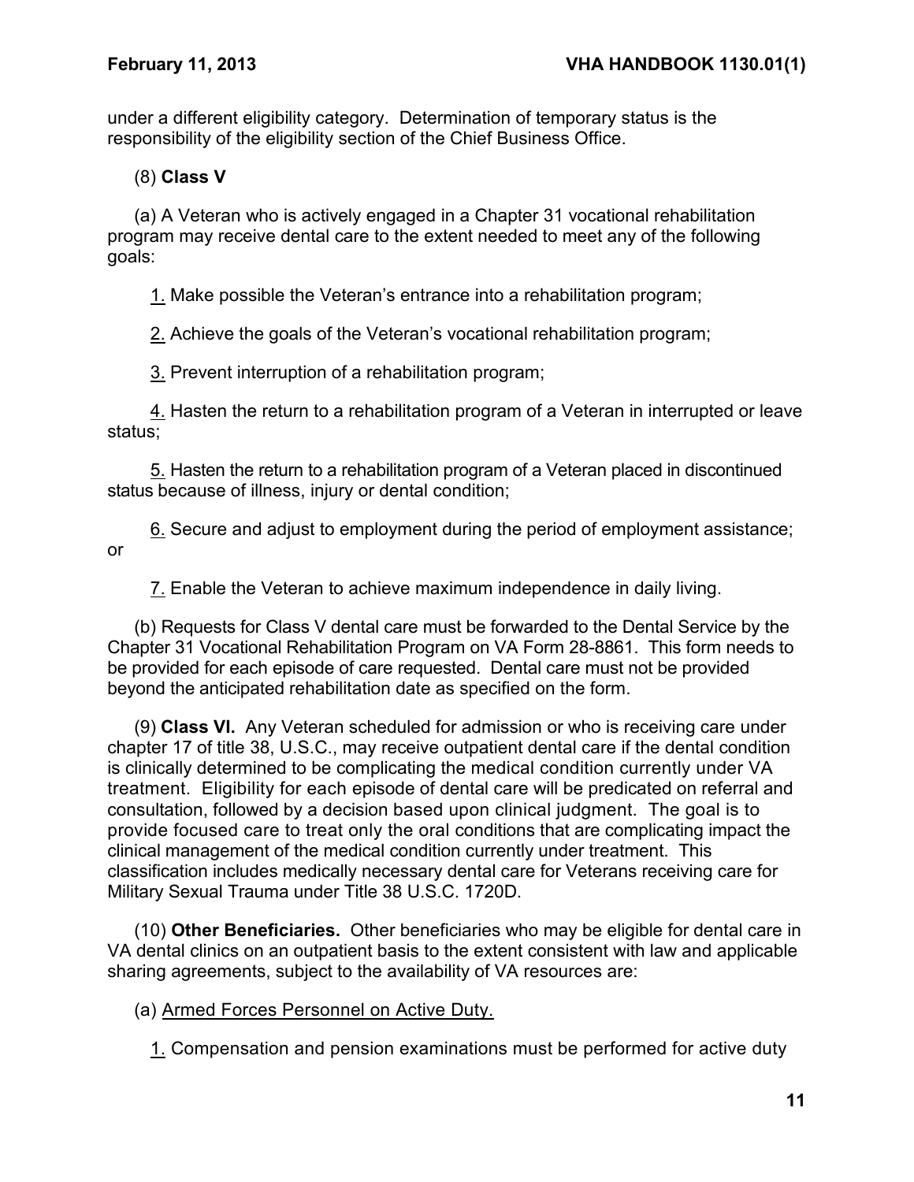under a different eligibility category. Determination of temporary status is the responsibility of the eligibility section of the Chief Business Office.

(8) **Class V**

(a) A Veteran who is actively engaged in a Chapter 31 vocational rehabilitation program may receive dental care to the extent needed to meet any of the following goals:

1. Make possible the Veteran's entrance into a rehabilitation program;

2. Achieve the goals of the Veteran's vocational rehabilitation program;

3. Prevent interruption of a rehabilitation program;

4. Hasten the return to a rehabilitation program of a Veteran in interrupted or leave status;

5. Hasten the return to a rehabilitation program of a Veteran placed in discontinued status because of illness, injury or dental condition;

6. Secure and adjust to employment during the period of employment assistance; or

7. Enable the Veteran to achieve maximum independence in daily living.

(b) Requests for Class V dental care must be forwarded to the Dental Service by the Chapter 31 Vocational Rehabilitation Program on VA Form 28-8861. This form needs to be provided for each episode of care requested. Dental care must not be provided beyond the anticipated rehabilitation date as specified on the form.

(9) **Class VI.** Any Veteran scheduled for admission or who is receiving care under chapter 17 of title 38, U.S.C., may receive outpatient dental care if the dental condition is clinically determined to be complicating the medical condition currently under VA treatment. Eligibility for each episode of dental care will be predicated on referral and consultation, followed by a decision based upon clinical judgment. The goal is to provide focused care to treat only the oral conditions that are complicating impact the clinical management of the medical condition currently under treatment. This classification includes medically necessary dental care for Veterans receiving care for Military Sexual Trauma under Title 38 U.S.C. 1720D.

(10) **Other Beneficiaries.** Other beneficiaries who may be eligible for dental care in VA dental clinics on an outpatient basis to the extent consistent with law and applicable sharing agreements, subject to the availability of VA resources are:

(a) Armed Forces Personnel on Active Duty.

1. Compensation and pension examinations must be performed for active duty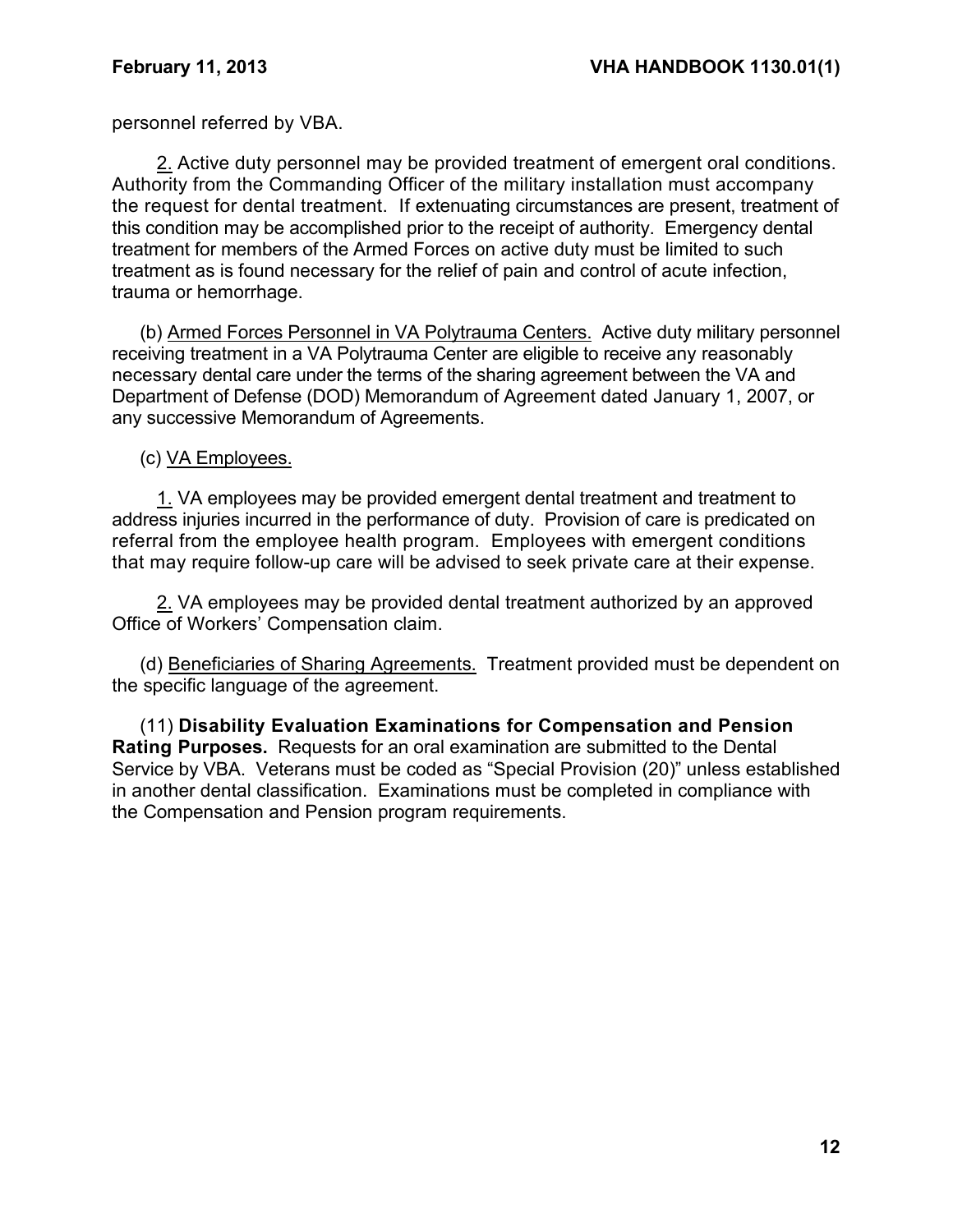personnel referred by VBA.

<u>2.</u> Active duty personnel may be provided treatment of emergent oral conditions. Authority from the Commanding Officer of the military installation must accompany the request for dental treatment. If extenuating circumstances are present, treatment of this condition may be accomplished prior to the receipt of authority. Emergency dental treatment for members of the Armed Forces on active duty must be limited to such treatment as is found necessary for the relief of pain and control of acute infection, trauma or hemorrhage.

(b) <u>Armed Forces Personnel in VA Polytrauma Centers.</u> Active duty military personnel receiving treatment in a VA Polytrauma Center are eligible to receive any reasonably necessary dental care under the terms of the sharing agreement between the VA and Department of Defense (DOD) Memorandum of Agreement dated January 1, 2007, or any successive Memorandum of Agreements.

(c) <u>VA Employees.</u>

<u>1.</u> VA employees may be provided emergent dental treatment and treatment to address injuries incurred in the performance of duty. Provision of care is predicated on referral from the employee health program. Employees with emergent conditions that may require follow-up care will be advised to seek private care at their expense.

<u>2.</u> VA employees may be provided dental treatment authorized by an approved Office of Workers' Compensation claim.

(d) <u>Beneficiaries of Sharing Agreements.</u> Treatment provided must be dependent on the specific language of the agreement.

(11) **Disability Evaluation Examinations for Compensation and Pension Rating Purposes.** Requests for an oral examination are submitted to the Dental Service by VBA. Veterans must be coded as "Special Provision (20)" unless established in another dental classification. Examinations must be completed in compliance with the Compensation and Pension program requirements.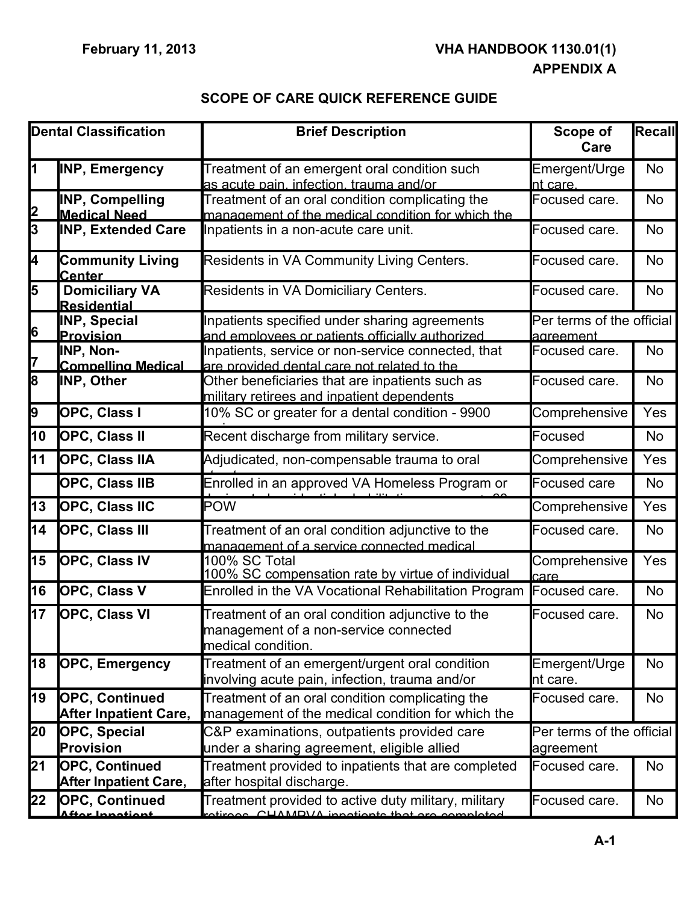# APPENDIX A

## SCOPE OF CARE QUICK REFERENCE GUIDE

| Dental Classification | | Brief Description | Scope of Care | Recall |
|---|---|---|---|---|
| 1 | INP, Emergency | Treatment of an emergent oral condition such as acute pain, infection, trauma and/or | Emergent/Urgent care. | No |
| 2 | INP, Compelling Medical Need | Treatment of an oral condition complicating the management of the medical condition for which the | Focused care. | No |
| 3 | INP, Extended Care | Inpatients in a non-acute care unit. | Focused care. | No |
| 4 | Community Living Center | Residents in VA Community Living Centers. | Focused care. | No |
| 5 | Domiciliary VA Residential | Residents in VA Domiciliary Centers. | Focused care. | No |
| 6 | INP, Special Provision | Inpatients specified under sharing agreements and employees or patients officially authorized | Per terms of the official agreement | |
| 7 | INP, Non-Compelling Medical | Inpatients, service or non-service connected, that are provided dental care not related to the | Focused care. | No |
| 8 | INP, Other | Other beneficiaries that are inpatients such as military retirees and inpatient dependents | Focused care. | No |
| 9 | OPC, Class I | 10% SC or greater for a dental condition - 9900 | Comprehensive | Yes |
| 10 | OPC, Class II | Recent discharge from military service. | Focused | No |
| 11 | OPC, Class IIA | Adjudicated, non-compensable trauma to oral | Comprehensive | Yes |
| | OPC, Class IIB | Enrolled in an approved VA Homeless Program or | Focused care | No |
| 13 | OPC, Class IIC | POW | Comprehensive | Yes |
| 14 | OPC, Class III | Treatment of an oral condition adjunctive to the management of a service connected medical | Focused care. | No |
| 15 | OPC, Class IV | 100% SC Total<br>100% SC compensation rate by virtue of individual | Comprehensive care | Yes |
| 16 | OPC, Class V | Enrolled in the VA Vocational Rehabilitation Program | Focused care. | No |
| 17 | OPC, Class VI | Treatment of an oral condition adjunctive to the management of a non-service connected medical condition. | Focused care. | No |
| 18 | OPC, Emergency | Treatment of an emergent/urgent oral condition involving acute pain, infection, trauma and/or | Emergent/Urgent care. | No |
| 19 | OPC, Continued After Inpatient Care, | Treatment of an oral condition complicating the management of the medical condition for which the | Focused care. | No |
| 20 | OPC, Special Provision | C&P examinations, outpatients provided care under a sharing agreement, eligible allied | Per terms of the official agreement | |
| 21 | OPC, Continued After Inpatient Care, | Treatment provided to inpatients that are completed after hospital discharge. | Focused care. | No |
| 22 | OPC, Continued After Inpatient | Treatment provided to active duty military, military retirees, CHAMPVA inpatients that are completed | Focused care. | No |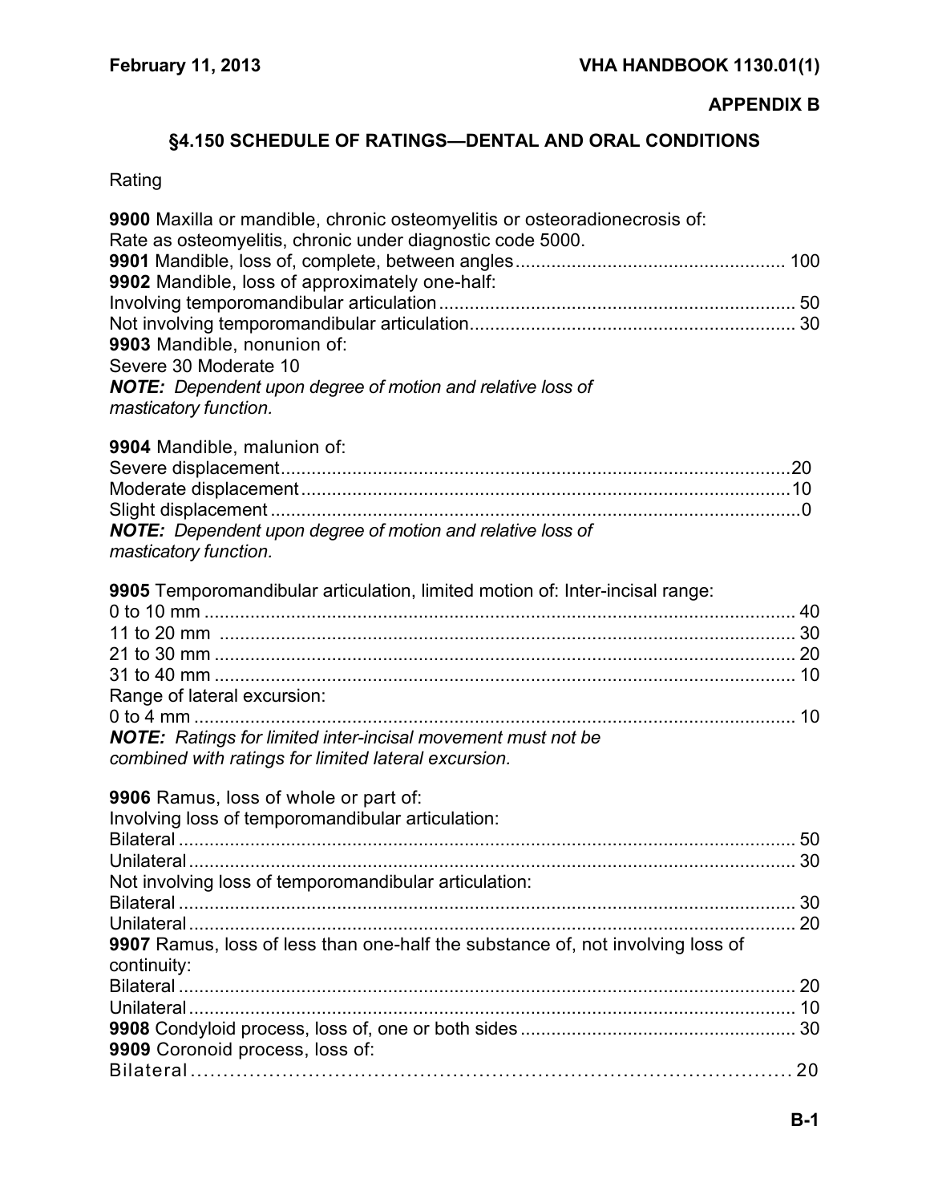**APPENDIX B**

## §4.150 SCHEDULE OF RATINGS—DENTAL AND ORAL CONDITIONS

Rating

**9900** Maxilla or mandible, chronic osteomyelitis or osteoradionecrosis of:
Rate as osteomyelitis, chronic under diagnostic code 5000.
**9901** Mandible, loss of, complete, between angles .................................................... 100
**9902** Mandible, loss of approximately one-half:
Involving temporomandibular articulation ..................................................................... 50
Not involving temporomandibular articulation............................................................... 30
**9903** Mandible, nonunion of:
Severe 30 Moderate 10
***NOTE:*** *Dependent upon degree of motion and relative loss of masticatory function.*

**9904** Mandible, malunion of:
Severe displacement....................................................................................................20
Moderate displacement................................................................................................10
Slight displacement .......................................................................................................0
***NOTE:*** *Dependent upon degree of motion and relative loss of masticatory function.*

**9905** Temporomandibular articulation, limited motion of: Inter-incisal range:
0 to 10 mm ................................................................................................................... 40
11 to 20 mm ................................................................................................................. 30
21 to 30 mm ................................................................................................................. 20
31 to 40 mm ................................................................................................................. 10
Range of lateral excursion:
0 to 4 mm ..................................................................................................................... 10
***NOTE:*** *Ratings for limited inter-incisal movement must not be combined with ratings for limited lateral excursion.*

**9906** Ramus, loss of whole or part of:
Involving loss of temporomandibular articulation:
Bilateral ........................................................................................................................ 50
Unilateral ...................................................................................................................... 30
Not involving loss of temporomandibular articulation:
Bilateral ........................................................................................................................ 30
Unilateral ...................................................................................................................... 20
**9907** Ramus, loss of less than one-half the substance of, not involving loss of continuity:
Bilateral ........................................................................................................................ 20
Unilateral ...................................................................................................................... 10
**9908** Condyloid process, loss of, one or both sides ..................................................... 30
**9909** Coronoid process, loss of:
Bilateral ........................................................................................................................ 20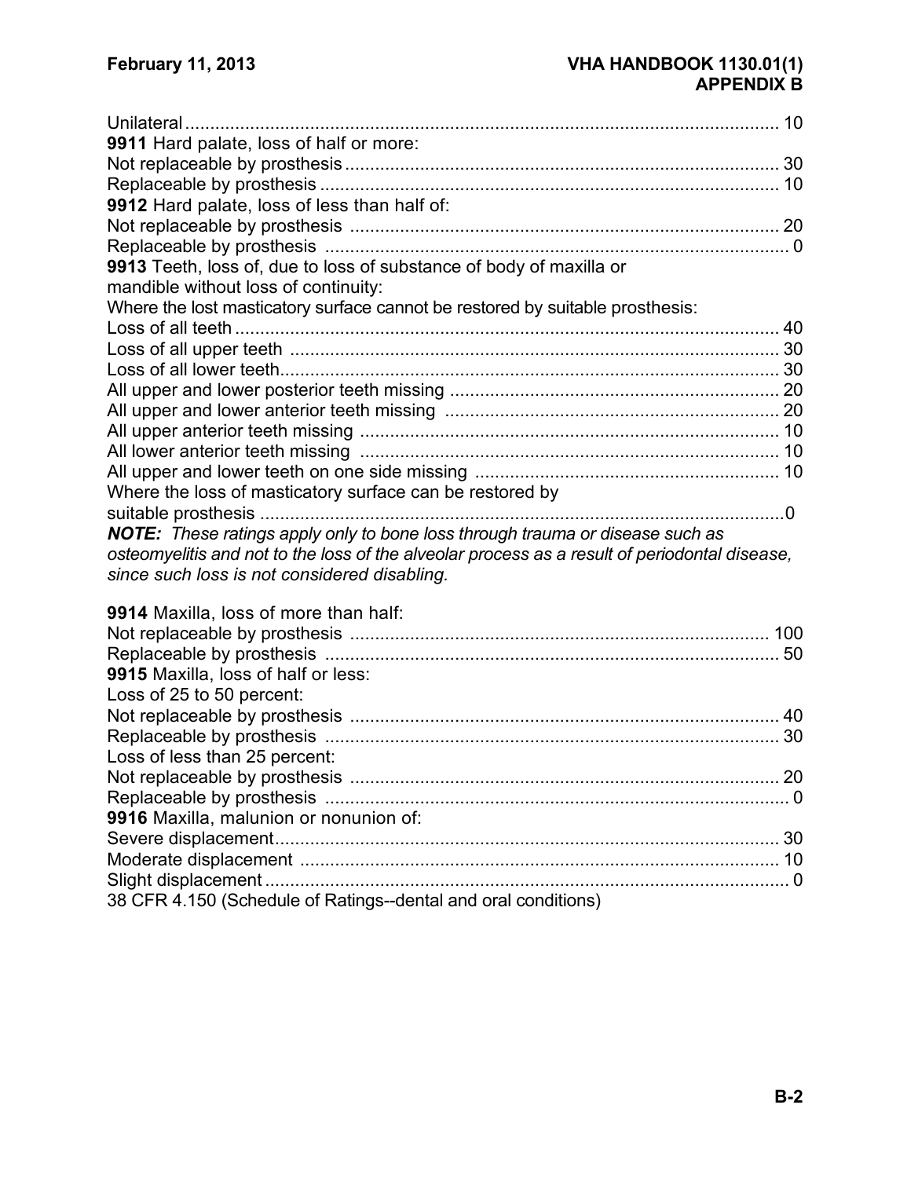Unilateral ........................................................................................................ 10

**9911** Hard palate, loss of half or more:

Not replaceable by prosthesis ........................................................................ 30

Replaceable by prosthesis ............................................................................ 10

**9912** Hard palate, loss of less than half of:

Not replaceable by prosthesis ........................................................................ 20

Replaceable by prosthesis ............................................................................. 0

**9913** Teeth, loss of, due to loss of substance of body of maxilla or mandible without loss of continuity:

Where the lost masticatory surface cannot be restored by suitable prosthesis:

Loss of all teeth ............................................................................................ 40

Loss of all upper teeth .................................................................................. 30

Loss of all lower teeth.................................................................................... 30

All upper and lower posterior teeth missing .................................................. 20

All upper and lower anterior teeth missing ................................................... 20

All upper anterior teeth missing .................................................................... 10

All lower anterior teeth missing .................................................................... 10

All upper and lower teeth on one side missing ............................................. 10

Where the loss of masticatory surface can be restored by suitable prosthesis ..........................................................................................0

***NOTE:*** *These ratings apply only to bone loss through trauma or disease such as osteomyelitis and not to the loss of the alveolar process as a result of periodontal disease, since such loss is not considered disabling.*

**9914** Maxilla, loss of more than half:

Not replaceable by prosthesis ..................................................................... 100

Replaceable by prosthesis ............................................................................ 50

**9915** Maxilla, loss of half or less:

Loss of 25 to 50 percent:

Not replaceable by prosthesis ...................................................................... 40

Replaceable by prosthesis ............................................................................ 30

Loss of less than 25 percent:

Not replaceable by prosthesis ....................................................................... 20

Replaceable by prosthesis ............................................................................. 0

**9916** Maxilla, malunion or nonunion of:

Severe displacement...................................................................................... 30

Moderate displacement ................................................................................. 10

Slight displacement ........................................................................................ 0

38 CFR 4.150 (Schedule of Ratings--dental and oral conditions)